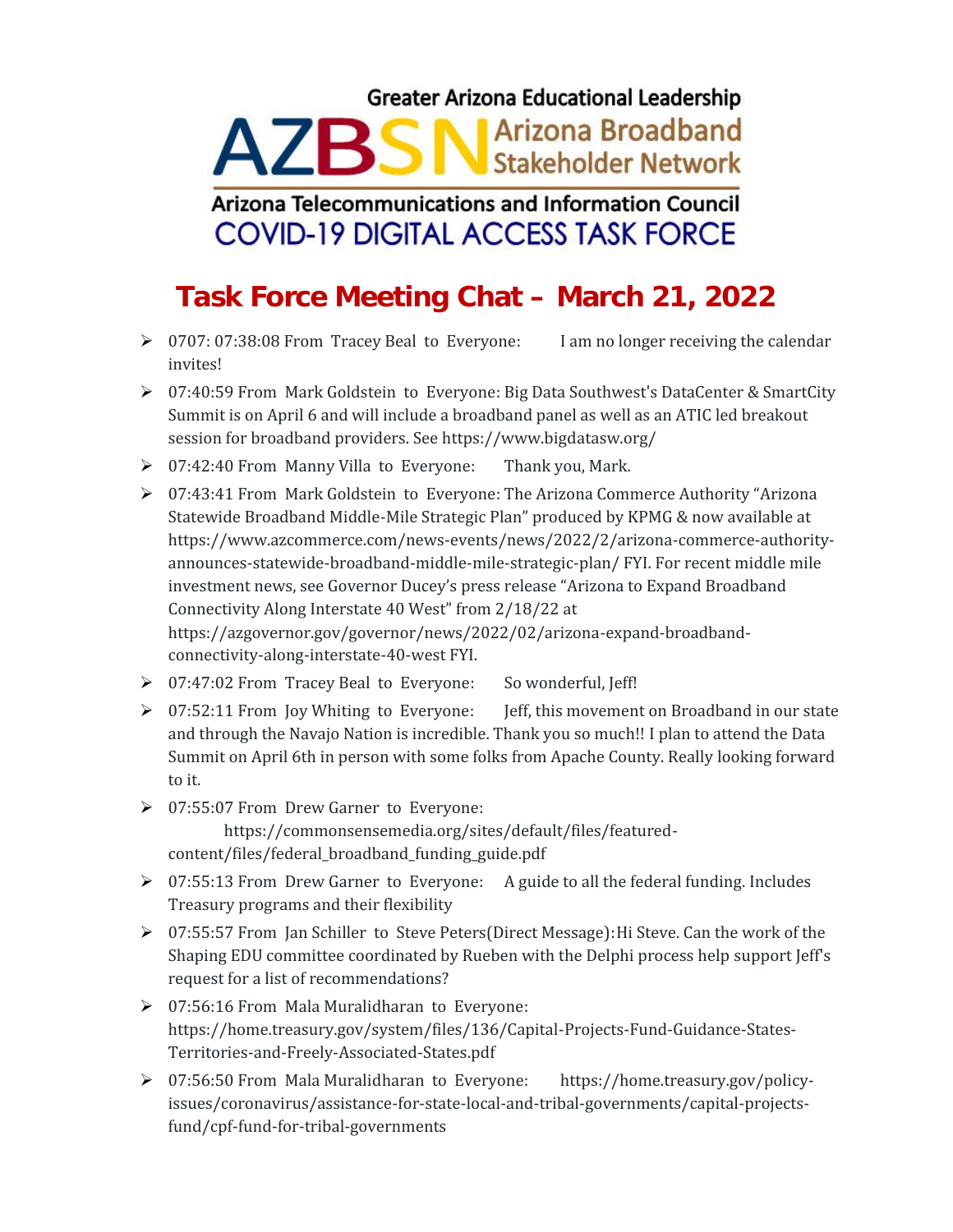Greater Arizona Educational Leadership

AZBSN Arizona Broadband Stakeholder Network

Arizona Telecommunications and Information Council

COVID-19 DIGITAL ACCESS TASK FORCE

# Task Force Meeting Chat – March 21, 2022

- 0707: 07:38:08 From Tracey Beal to Everyone: I am no longer receiving the calendar invites!
- 07:40:59 From Mark Goldstein to Everyone: Big Data Southwest's DataCenter & SmartCity Summit is on April 6 and will include a broadband panel as well as an ATIC led breakout session for broadband providers. See https://www.bigdatasw.org/
- 07:42:40 From Manny Villa to Everyone: Thank you, Mark.
- 07:43:41 From Mark Goldstein to Everyone: The Arizona Commerce Authority "Arizona Statewide Broadband Middle-Mile Strategic Plan" produced by KPMG & now available at https://www.azcommerce.com/news-events/news/2022/2/arizona-commerce-authority-announces-statewide-broadband-middle-mile-strategic-plan/ FYI. For recent middle mile investment news, see Governor Ducey's press release "Arizona to Expand Broadband Connectivity Along Interstate 40 West" from 2/18/22 at https://azgovernor.gov/governor/news/2022/02/arizona-expand-broadband-connectivity-along-interstate-40-west FYI.
- 07:47:02 From Tracey Beal to Everyone: So wonderful, Jeff!
- 07:52:11 From Joy Whiting to Everyone: Jeff, this movement on Broadband in our state and through the Navajo Nation is incredible. Thank you so much!! I plan to attend the Data Summit on April 6th in person with some folks from Apache County. Really looking forward to it.
- 07:55:07 From Drew Garner to Everyone: https://commonsensemedia.org/sites/default/files/featured-content/files/federal_broadband_funding_guide.pdf
- 07:55:13 From Drew Garner to Everyone: A guide to all the federal funding. Includes Treasury programs and their flexibility
- 07:55:57 From Jan Schiller to Steve Peters(Direct Message): Hi Steve. Can the work of the Shaping EDU committee coordinated by Rueben with the Delphi process help support Jeff's request for a list of recommendations?
- 07:56:16 From Mala Muralidharan to Everyone: https://home.treasury.gov/system/files/136/Capital-Projects-Fund-Guidance-States-Territories-and-Freely-Associated-States.pdf
- 07:56:50 From Mala Muralidharan to Everyone: https://home.treasury.gov/policy-issues/coronavirus/assistance-for-state-local-and-tribal-governments/capital-projects-fund/cpf-fund-for-tribal-governments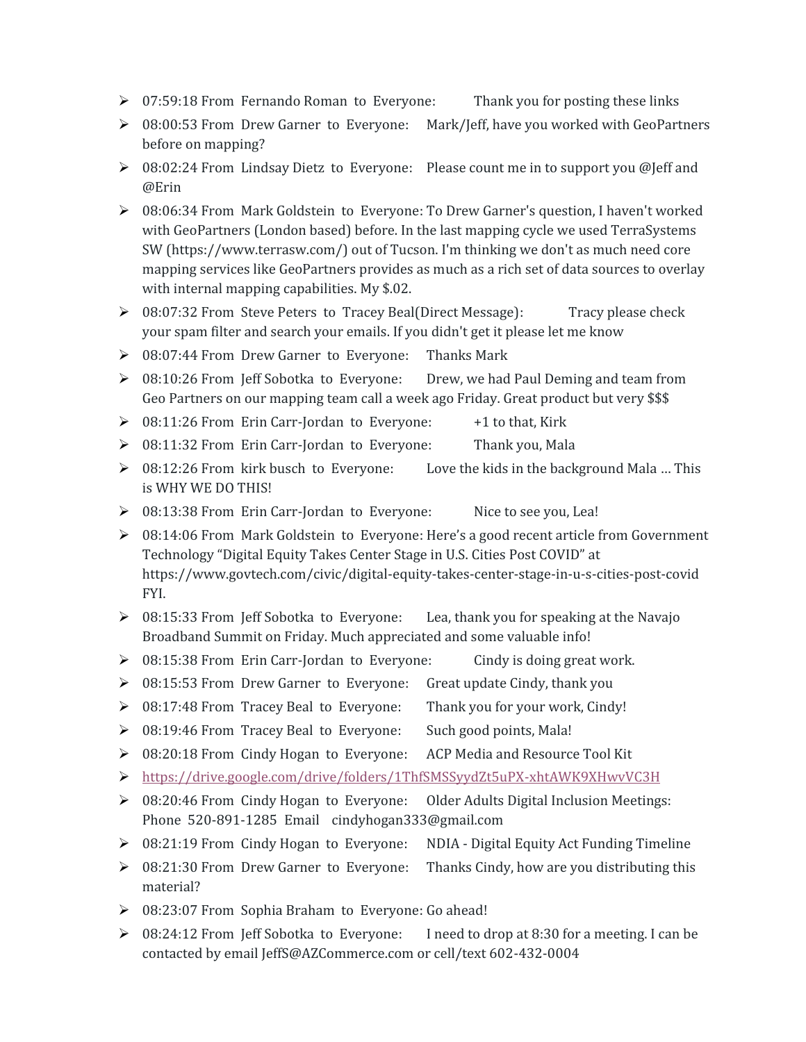- 07:59:18 From Fernando Roman to Everyone: Thank you for posting these links
- 08:00:53 From Drew Garner to Everyone: Mark/Jeff, have you worked with GeoPartners before on mapping?
- 08:02:24 From Lindsay Dietz to Everyone: Please count me in to support you @Jeff and @Erin
- 08:06:34 From Mark Goldstein to Everyone: To Drew Garner's question, I haven't worked with GeoPartners (London based) before. In the last mapping cycle we used TerraSystems SW (https://www.terrasw.com/) out of Tucson. I'm thinking we don't as much need core mapping services like GeoPartners provides as much as a rich set of data sources to overlay with internal mapping capabilities. My $.02.
- 08:07:32 From Steve Peters to Tracey Beal(Direct Message): Tracy please check your spam filter and search your emails. If you didn't get it please let me know
- 08:07:44 From Drew Garner to Everyone: Thanks Mark
- 08:10:26 From Jeff Sobotka to Everyone: Drew, we had Paul Deming and team from Geo Partners on our mapping team call a week ago Friday. Great product but very $$$
- 08:11:26 From Erin Carr-Jordan to Everyone: +1 to that, Kirk
- 08:11:32 From Erin Carr-Jordan to Everyone: Thank you, Mala
- 08:12:26 From kirk busch to Everyone: Love the kids in the background Mala … This is WHY WE DO THIS!
- 08:13:38 From Erin Carr-Jordan to Everyone: Nice to see you, Lea!
- 08:14:06 From Mark Goldstein to Everyone: Here's a good recent article from Government Technology "Digital Equity Takes Center Stage in U.S. Cities Post COVID" at https://www.govtech.com/civic/digital-equity-takes-center-stage-in-u-s-cities-post-covid FYI.
- 08:15:33 From Jeff Sobotka to Everyone: Lea, thank you for speaking at the Navajo Broadband Summit on Friday. Much appreciated and some valuable info!
- 08:15:38 From Erin Carr-Jordan to Everyone: Cindy is doing great work.
- 08:15:53 From Drew Garner to Everyone: Great update Cindy, thank you
- 08:17:48 From Tracey Beal to Everyone: Thank you for your work, Cindy!
- 08:19:46 From Tracey Beal to Everyone: Such good points, Mala!
- 08:20:18 From Cindy Hogan to Everyone: ACP Media and Resource Tool Kit
- https://drive.google.com/drive/folders/1ThfSMSSyydZt5uPX-xhtAWK9XHwvVC3H
- 08:20:46 From Cindy Hogan to Everyone: Older Adults Digital Inclusion Meetings: Phone 520-891-1285 Email cindyhogan333@gmail.com
- 08:21:19 From Cindy Hogan to Everyone: NDIA - Digital Equity Act Funding Timeline
- 08:21:30 From Drew Garner to Everyone: Thanks Cindy, how are you distributing this material?
- 08:23:07 From Sophia Braham to Everyone: Go ahead!
- 08:24:12 From Jeff Sobotka to Everyone: I need to drop at 8:30 for a meeting. I can be contacted by email JeffS@AZCommerce.com or cell/text 602-432-0004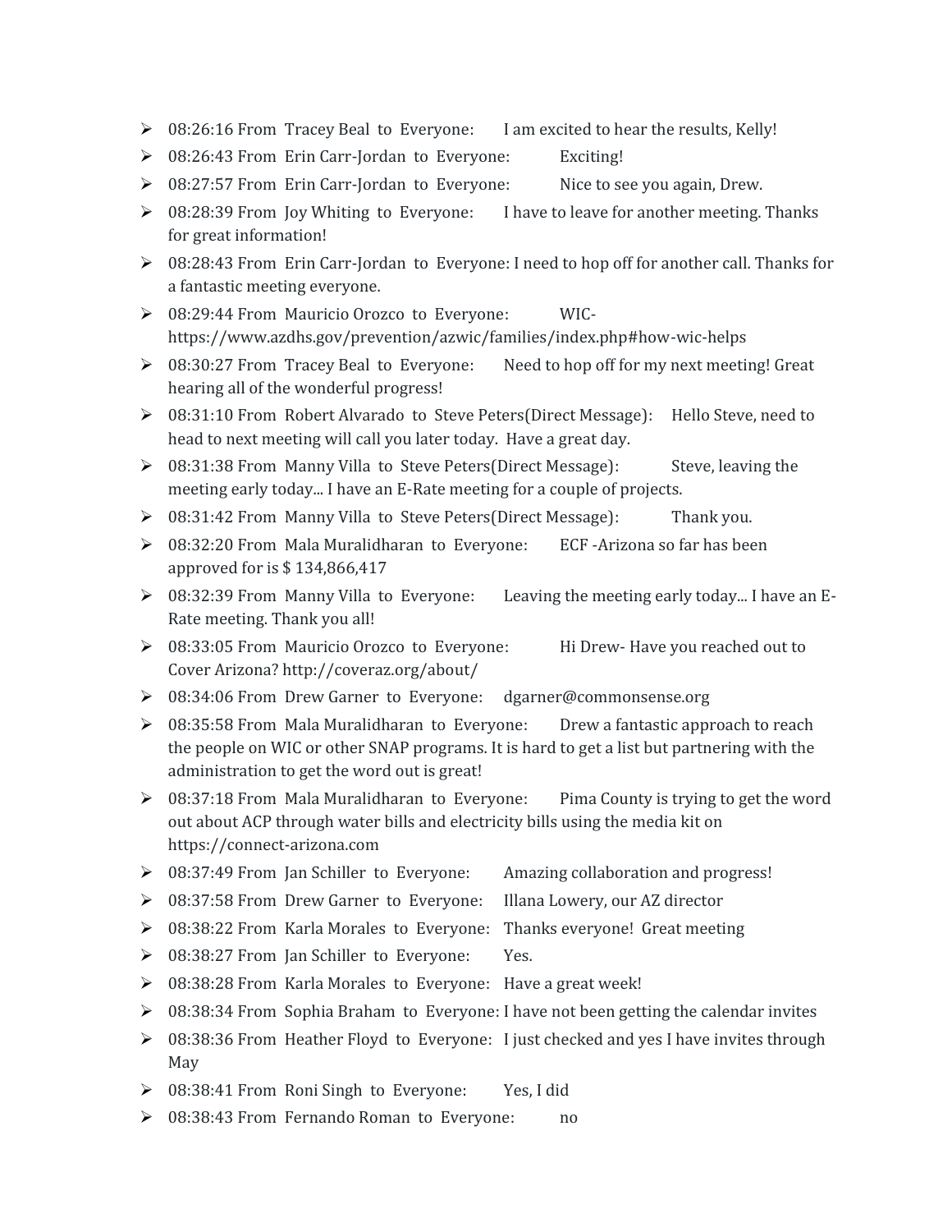- 08:26:16 From Tracey Beal to Everyone: I am excited to hear the results, Kelly!
- 08:26:43 From Erin Carr-Jordan to Everyone: Exciting!
- 08:27:57 From Erin Carr-Jordan to Everyone: Nice to see you again, Drew.
- 08:28:39 From Joy Whiting to Everyone: I have to leave for another meeting. Thanks for great information!
- 08:28:43 From Erin Carr-Jordan to Everyone: I need to hop off for another call. Thanks for a fantastic meeting everyone.
- 08:29:44 From Mauricio Orozco to Everyone: WIC- https://www.azdhs.gov/prevention/azwic/families/index.php#how-wic-helps
- 08:30:27 From Tracey Beal to Everyone: Need to hop off for my next meeting! Great hearing all of the wonderful progress!
- 08:31:10 From Robert Alvarado to Steve Peters(Direct Message): Hello Steve, need to head to next meeting will call you later today. Have a great day.
- 08:31:38 From Manny Villa to Steve Peters(Direct Message): Steve, leaving the meeting early today... I have an E-Rate meeting for a couple of projects.
- 08:31:42 From Manny Villa to Steve Peters(Direct Message): Thank you.
- 08:32:20 From Mala Muralidharan to Everyone: ECF -Arizona so far has been approved for is $ 134,866,417
- 08:32:39 From Manny Villa to Everyone: Leaving the meeting early today... I have an E-Rate meeting. Thank you all!
- 08:33:05 From Mauricio Orozco to Everyone: Hi Drew- Have you reached out to Cover Arizona? http://coveraz.org/about/
- 08:34:06 From Drew Garner to Everyone: dgarner@commonsense.org
- 08:35:58 From Mala Muralidharan to Everyone: Drew a fantastic approach to reach the people on WIC or other SNAP programs. It is hard to get a list but partnering with the administration to get the word out is great!
- 08:37:18 From Mala Muralidharan to Everyone: Pima County is trying to get the word out about ACP through water bills and electricity bills using the media kit on https://connect-arizona.com
- 08:37:49 From Jan Schiller to Everyone: Amazing collaboration and progress!
- 08:37:58 From Drew Garner to Everyone: Illana Lowery, our AZ director
- 08:38:22 From Karla Morales to Everyone: Thanks everyone! Great meeting
- 08:38:27 From Jan Schiller to Everyone: Yes.
- 08:38:28 From Karla Morales to Everyone: Have a great week!
- 08:38:34 From Sophia Braham to Everyone: I have not been getting the calendar invites
- 08:38:36 From Heather Floyd to Everyone: I just checked and yes I have invites through May
- 08:38:41 From Roni Singh to Everyone: Yes, I did
- 08:38:43 From Fernando Roman to Everyone: no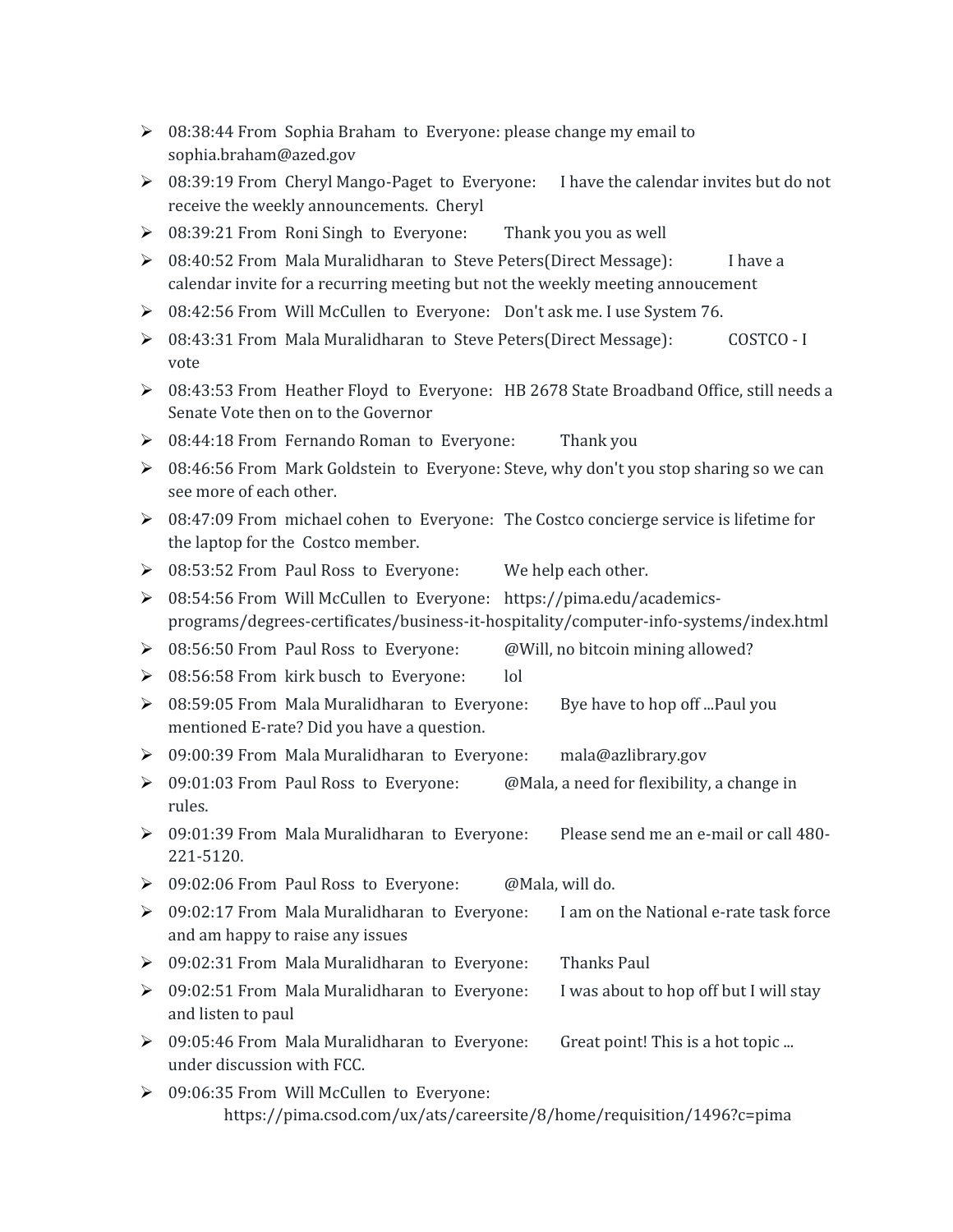- 08:38:44 From Sophia Braham to Everyone: please change my email to sophia.braham@azed.gov
- 08:39:19 From Cheryl Mango-Paget to Everyone: I have the calendar invites but do not receive the weekly announcements. Cheryl
- 08:39:21 From Roni Singh to Everyone: Thank you you as well
- 08:40:52 From Mala Muralidharan to Steve Peters(Direct Message): I have a calendar invite for a recurring meeting but not the weekly meeting annoucement
- 08:42:56 From Will McCullen to Everyone: Don't ask me. I use System 76.
- 08:43:31 From Mala Muralidharan to Steve Peters(Direct Message): COSTCO - I vote
- 08:43:53 From Heather Floyd to Everyone: HB 2678 State Broadband Office, still needs a Senate Vote then on to the Governor
- 08:44:18 From Fernando Roman to Everyone: Thank you
- 08:46:56 From Mark Goldstein to Everyone: Steve, why don't you stop sharing so we can see more of each other.
- 08:47:09 From michael cohen to Everyone: The Costco concierge service is lifetime for the laptop for the Costco member.
- 08:53:52 From Paul Ross to Everyone: We help each other.
- 08:54:56 From Will McCullen to Everyone: https://pima.edu/academics-programs/degrees-certificates/business-it-hospitality/computer-info-systems/index.html
- 08:56:50 From Paul Ross to Everyone: @Will, no bitcoin mining allowed?
- 08:56:58 From kirk busch to Everyone: lol
- 08:59:05 From Mala Muralidharan to Everyone: Bye have to hop off ...Paul you mentioned E-rate? Did you have a question.
- 09:00:39 From Mala Muralidharan to Everyone: mala@azlibrary.gov
- 09:01:03 From Paul Ross to Everyone: @Mala, a need for flexibility, a change in rules.
- 09:01:39 From Mala Muralidharan to Everyone: Please send me an e-mail or call 480-221-5120.
- 09:02:06 From Paul Ross to Everyone: @Mala, will do.
- 09:02:17 From Mala Muralidharan to Everyone: I am on the National e-rate task force and am happy to raise any issues
- 09:02:31 From Mala Muralidharan to Everyone: Thanks Paul
- 09:02:51 From Mala Muralidharan to Everyone: I was about to hop off but I will stay and listen to paul
- 09:05:46 From Mala Muralidharan to Everyone: Great point! This is a hot topic ... under discussion with FCC.
- 09:06:35 From Will McCullen to Everyone: https://pima.csod.com/ux/ats/careersite/8/home/requisition/1496?c=pima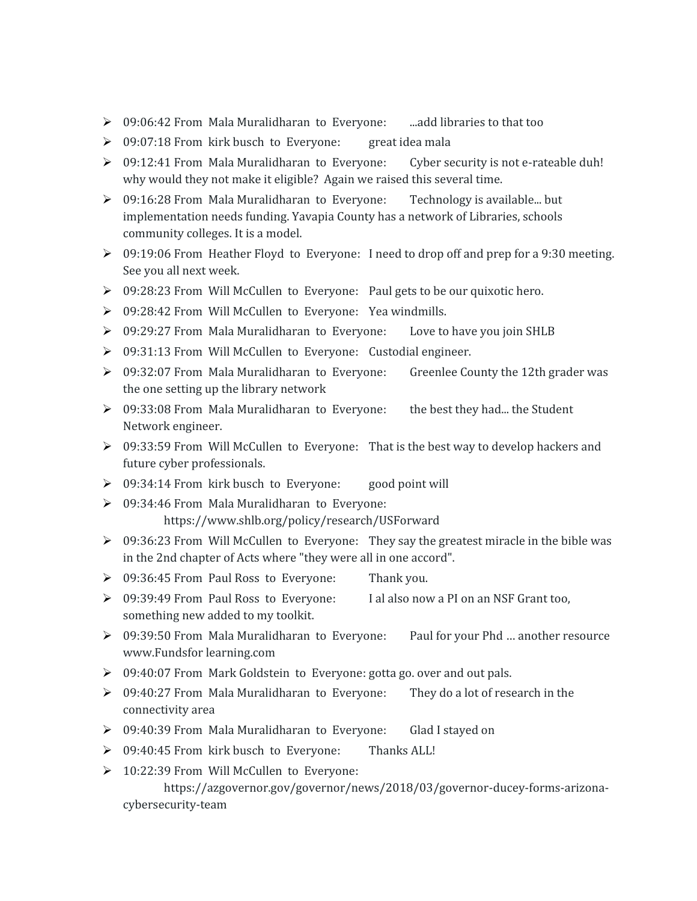- 09:06:42 From Mala Muralidharan to Everyone: ...add libraries to that too
- 09:07:18 From kirk busch to Everyone: great idea mala
- 09:12:41 From Mala Muralidharan to Everyone: Cyber security is not e-rateable duh! why would they not make it eligible? Again we raised this several time.
- 09:16:28 From Mala Muralidharan to Everyone: Technology is available... but implementation needs funding. Yavapia County has a network of Libraries, schools community colleges. It is a model.
- 09:19:06 From Heather Floyd to Everyone: I need to drop off and prep for a 9:30 meeting. See you all next week.
- 09:28:23 From Will McCullen to Everyone: Paul gets to be our quixotic hero.
- 09:28:42 From Will McCullen to Everyone: Yea windmills.
- 09:29:27 From Mala Muralidharan to Everyone: Love to have you join SHLB
- 09:31:13 From Will McCullen to Everyone: Custodial engineer.
- 09:32:07 From Mala Muralidharan to Everyone: Greenlee County the 12th grader was the one setting up the library network
- 09:33:08 From Mala Muralidharan to Everyone: the best they had... the Student Network engineer.
- 09:33:59 From Will McCullen to Everyone: That is the best way to develop hackers and future cyber professionals.
- 09:34:14 From kirk busch to Everyone: good point will
- 09:34:46 From Mala Muralidharan to Everyone: https://www.shlb.org/policy/research/USForward
- 09:36:23 From Will McCullen to Everyone: They say the greatest miracle in the bible was in the 2nd chapter of Acts where "they were all in one accord".
- 09:36:45 From Paul Ross to Everyone: Thank you.
- 09:39:49 From Paul Ross to Everyone: I al also now a PI on an NSF Grant too, something new added to my toolkit.
- 09:39:50 From Mala Muralidharan to Everyone: Paul for your Phd … another resource www.Fundsfor learning.com
- 09:40:07 From Mark Goldstein to Everyone: gotta go. over and out pals.
- 09:40:27 From Mala Muralidharan to Everyone: They do a lot of research in the connectivity area
- 09:40:39 From Mala Muralidharan to Everyone: Glad I stayed on
- 09:40:45 From kirk busch to Everyone: Thanks ALL!
- 10:22:39 From Will McCullen to Everyone: https://azgovernor.gov/governor/news/2018/03/governor-ducey-forms-arizona-cybersecurity-team